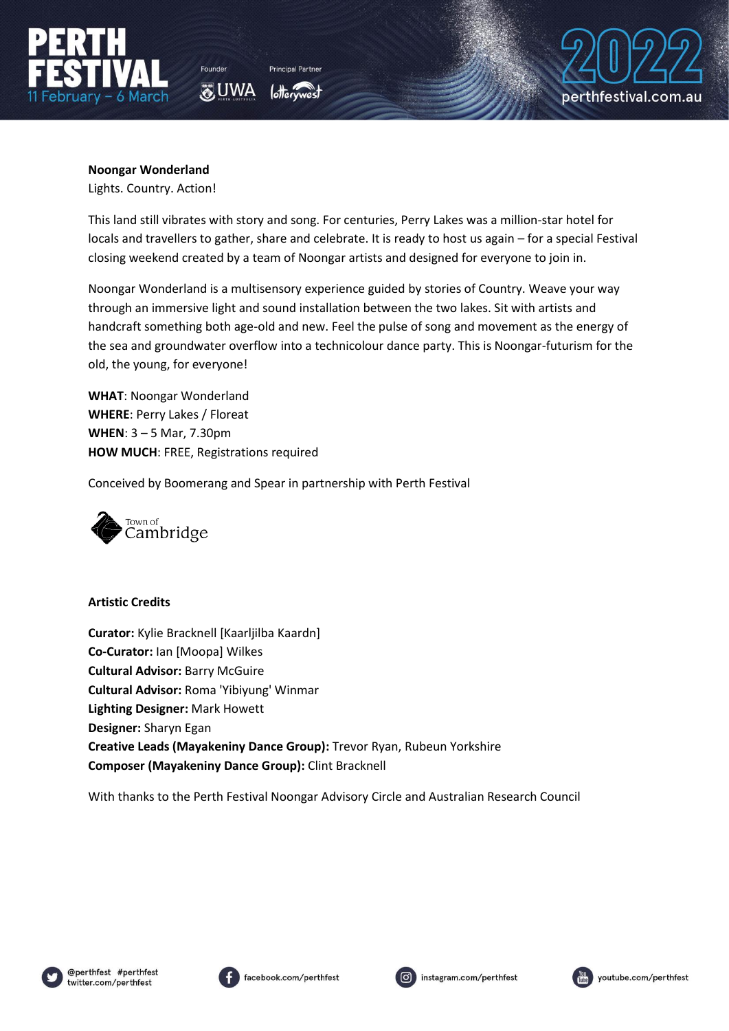**Noongar Wonderland**

Lights. Country. Action!

This land still vibrates with story and song. For centuries, Perry Lakes was a million-star hotel for locals and travellers to gather, share and celebrate. It is ready to host us again – for a special Festival closing weekend created by a team of Noongar artists and designed for everyone to join in.

Noongar Wonderland is a multisensory experience guided by stories of Country. Weave your way through an immersive light and sound installation between the two lakes. Sit with artists and handcraft something both age-old and new. Feel the pulse of song and movement as the energy of the sea and groundwater overflow into a technicolour dance party. This is Noongar-futurism for the old, the young, for everyone!

**WHAT**: Noongar Wonderland
**WHERE**: Perry Lakes / Floreat
**WHEN**: 3 – 5 Mar, 7.30pm
**HOW MUCH**: FREE, Registrations required

Conceived by Boomerang and Spear in partnership with Perth Festival

Town of Cambridge

**Artistic Credits**

**Curator:** Kylie Bracknell [Kaarljilba Kaardn]
**Co-Curator:** Ian [Moopa] Wilkes
**Cultural Advisor:** Barry McGuire
**Cultural Advisor:** Roma 'Yibiyung' Winmar
**Lighting Designer:** Mark Howett
**Designer:** Sharyn Egan
**Creative Leads (Mayakeniny Dance Group):** Trevor Ryan, Rubeun Yorkshire
**Composer (Mayakeniny Dance Group):** Clint Bracknell

With thanks to the Perth Festival Noongar Advisory Circle and Australian Research Council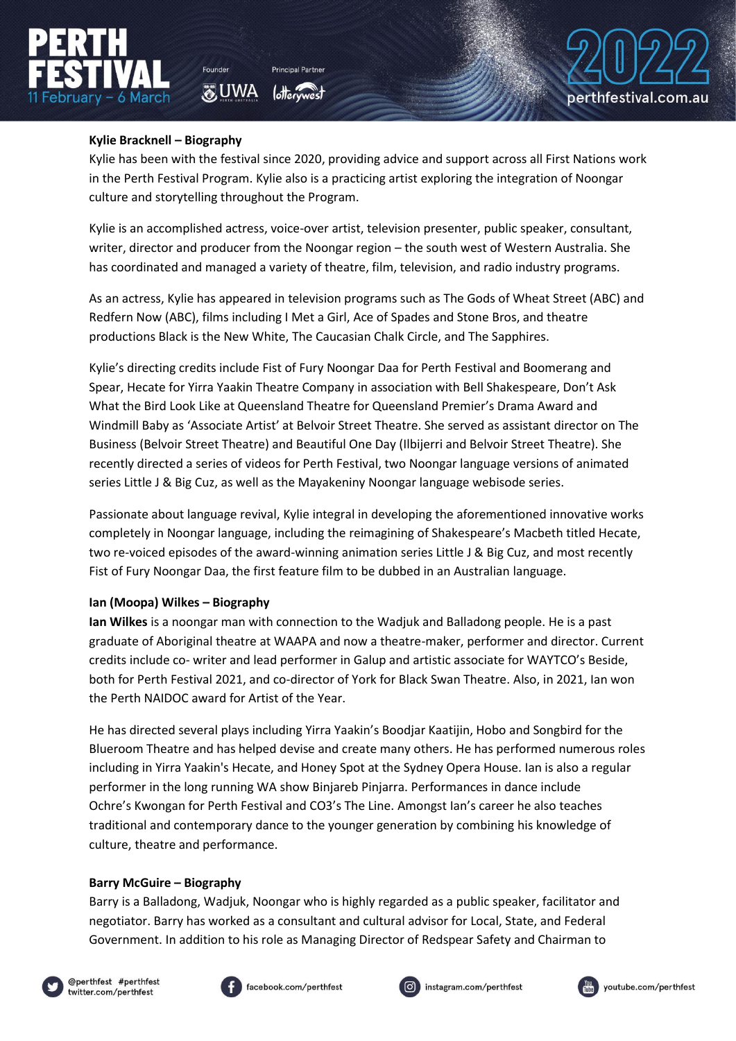**Kylie Bracknell – Biography**

Kylie has been with the festival since 2020, providing advice and support across all First Nations work in the Perth Festival Program. Kylie also is a practicing artist exploring the integration of Noongar culture and storytelling throughout the Program.

Kylie is an accomplished actress, voice-over artist, television presenter, public speaker, consultant, writer, director and producer from the Noongar region – the south west of Western Australia. She has coordinated and managed a variety of theatre, film, television, and radio industry programs.

As an actress, Kylie has appeared in television programs such as The Gods of Wheat Street (ABC) and Redfern Now (ABC), films including I Met a Girl, Ace of Spades and Stone Bros, and theatre productions Black is the New White, The Caucasian Chalk Circle, and The Sapphires.

Kylie's directing credits include Fist of Fury Noongar Daa for Perth Festival and Boomerang and Spear, Hecate for Yirra Yaakin Theatre Company in association with Bell Shakespeare, Don't Ask What the Bird Look Like at Queensland Theatre for Queensland Premier's Drama Award and Windmill Baby as 'Associate Artist' at Belvoir Street Theatre. She served as assistant director on The Business (Belvoir Street Theatre) and Beautiful One Day (Ilbijerri and Belvoir Street Theatre). She recently directed a series of videos for Perth Festival, two Noongar language versions of animated series Little J & Big Cuz, as well as the Mayakeniny Noongar language webisode series.

Passionate about language revival, Kylie integral in developing the aforementioned innovative works completely in Noongar language, including the reimagining of Shakespeare's Macbeth titled Hecate, two re-voiced episodes of the award-winning animation series Little J & Big Cuz, and most recently Fist of Fury Noongar Daa, the first feature film to be dubbed in an Australian language.

**Ian (Moopa) Wilkes – Biography**

**Ian Wilkes** is a noongar man with connection to the Wadjuk and Balladong people. He is a past graduate of Aboriginal theatre at WAAPA and now a theatre-maker, performer and director. Current credits include co- writer and lead performer in Galup and artistic associate for WAYTCO's Beside, both for Perth Festival 2021, and co-director of York for Black Swan Theatre. Also, in 2021, Ian won the Perth NAIDOC award for Artist of the Year.

He has directed several plays including Yirra Yaakin's Boodjar Kaatijin, Hobo and Songbird for the Blueroom Theatre and has helped devise and create many others. He has performed numerous roles including in Yirra Yaakin's Hecate, and Honey Spot at the Sydney Opera House. Ian is also a regular performer in the long running WA show Binjareb Pinjarra. Performances in dance include Ochre's Kwongan for Perth Festival and CO3's The Line. Amongst Ian's career he also teaches traditional and contemporary dance to the younger generation by combining his knowledge of culture, theatre and performance.

**Barry McGuire – Biography**

Barry is a Balladong, Wadjuk, Noongar who is highly regarded as a public speaker, facilitator and negotiator. Barry has worked as a consultant and cultural advisor for Local, State, and Federal Government. In addition to his role as Managing Director of Redspear Safety and Chairman to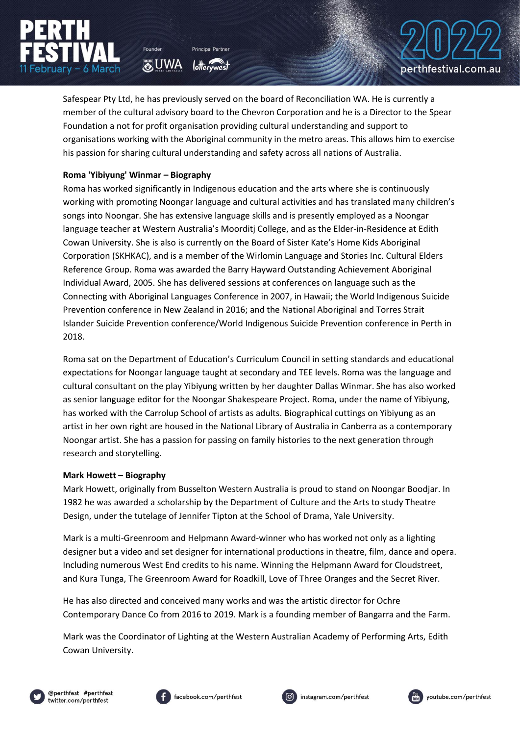Safespear Pty Ltd, he has previously served on the board of Reconciliation WA. He is currently a member of the cultural advisory board to the Chevron Corporation and he is a Director to the Spear Foundation a not for profit organisation providing cultural understanding and support to organisations working with the Aboriginal community in the metro areas. This allows him to exercise his passion for sharing cultural understanding and safety across all nations of Australia.

**Roma 'Yibiyung' Winmar – Biography**

Roma has worked significantly in Indigenous education and the arts where she is continuously working with promoting Noongar language and cultural activities and has translated many children's songs into Noongar. She has extensive language skills and is presently employed as a Noongar language teacher at Western Australia's Moorditj College, and as the Elder-in-Residence at Edith Cowan University. She is also is currently on the Board of Sister Kate's Home Kids Aboriginal Corporation (SKHKAC), and is a member of the Wirlomin Language and Stories Inc. Cultural Elders Reference Group. Roma was awarded the Barry Hayward Outstanding Achievement Aboriginal Individual Award, 2005. She has delivered sessions at conferences on language such as the Connecting with Aboriginal Languages Conference in 2007, in Hawaii; the World Indigenous Suicide Prevention conference in New Zealand in 2016; and the National Aboriginal and Torres Strait Islander Suicide Prevention conference/World Indigenous Suicide Prevention conference in Perth in 2018.

Roma sat on the Department of Education's Curriculum Council in setting standards and educational expectations for Noongar language taught at secondary and TEE levels. Roma was the language and cultural consultant on the play Yibiyung written by her daughter Dallas Winmar. She has also worked as senior language editor for the Noongar Shakespeare Project. Roma, under the name of Yibiyung, has worked with the Carrolup School of artists as adults. Biographical cuttings on Yibiyung as an artist in her own right are housed in the National Library of Australia in Canberra as a contemporary Noongar artist. She has a passion for passing on family histories to the next generation through research and storytelling.

**Mark Howett – Biography**

Mark Howett, originally from Busselton Western Australia is proud to stand on Noongar Boodjar. In 1982 he was awarded a scholarship by the Department of Culture and the Arts to study Theatre Design, under the tutelage of Jennifer Tipton at the School of Drama, Yale University.

Mark is a multi-Greenroom and Helpmann Award-winner who has worked not only as a lighting designer but a video and set designer for international productions in theatre, film, dance and opera. Including numerous West End credits to his name. Winning the Helpmann Award for Cloudstreet, and Kura Tunga, The Greenroom Award for Roadkill, Love of Three Oranges and the Secret River.

He has also directed and conceived many works and was the artistic director for Ochre Contemporary Dance Co from 2016 to 2019. Mark is a founding member of Bangarra and the Farm.

Mark was the Coordinator of Lighting at the Western Australian Academy of Performing Arts, Edith Cowan University.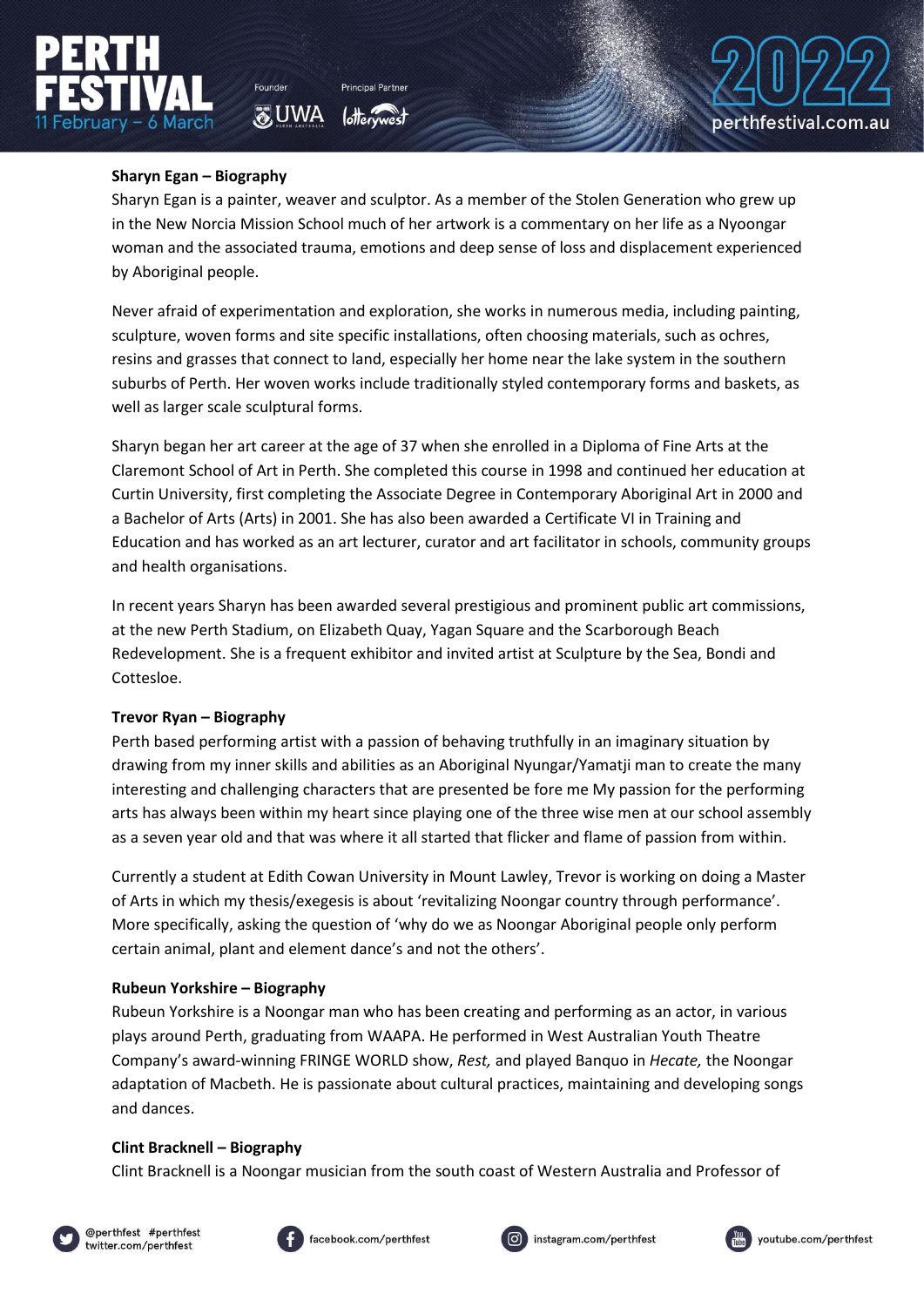**Sharyn Egan – Biography**

Sharyn Egan is a painter, weaver and sculptor. As a member of the Stolen Generation who grew up in the New Norcia Mission School much of her artwork is a commentary on her life as a Nyoongar woman and the associated trauma, emotions and deep sense of loss and displacement experienced by Aboriginal people.

Never afraid of experimentation and exploration, she works in numerous media, including painting, sculpture, woven forms and site specific installations, often choosing materials, such as ochres, resins and grasses that connect to land, especially her home near the lake system in the southern suburbs of Perth. Her woven works include traditionally styled contemporary forms and baskets, as well as larger scale sculptural forms.

Sharyn began her art career at the age of 37 when she enrolled in a Diploma of Fine Arts at the Claremont School of Art in Perth. She completed this course in 1998 and continued her education at Curtin University, first completing the Associate Degree in Contemporary Aboriginal Art in 2000 and a Bachelor of Arts (Arts) in 2001. She has also been awarded a Certificate VI in Training and Education and has worked as an art lecturer, curator and art facilitator in schools, community groups and health organisations.

In recent years Sharyn has been awarded several prestigious and prominent public art commissions, at the new Perth Stadium, on Elizabeth Quay, Yagan Square and the Scarborough Beach Redevelopment. She is a frequent exhibitor and invited artist at Sculpture by the Sea, Bondi and Cottesloe.

**Trevor Ryan – Biography**

Perth based performing artist with a passion of behaving truthfully in an imaginary situation by drawing from my inner skills and abilities as an Aboriginal Nyungar/Yamatji man to create the many interesting and challenging characters that are presented be fore me My passion for the performing arts has always been within my heart since playing one of the three wise men at our school assembly as a seven year old and that was where it all started that flicker and flame of passion from within.

Currently a student at Edith Cowan University in Mount Lawley, Trevor is working on doing a Master of Arts in which my thesis/exegesis is about 'revitalizing Noongar country through performance'. More specifically, asking the question of 'why do we as Noongar Aboriginal people only perform certain animal, plant and element dance's and not the others'.

**Rubeun Yorkshire – Biography**

Rubeun Yorkshire is a Noongar man who has been creating and performing as an actor, in various plays around Perth, graduating from WAAPA. He performed in West Australian Youth Theatre Company's award-winning FRINGE WORLD show, *Rest,* and played Banquo in *Hecate,* the Noongar adaptation of Macbeth. He is passionate about cultural practices, maintaining and developing songs and dances.

**Clint Bracknell – Biography**

Clint Bracknell is a Noongar musician from the south coast of Western Australia and Professor of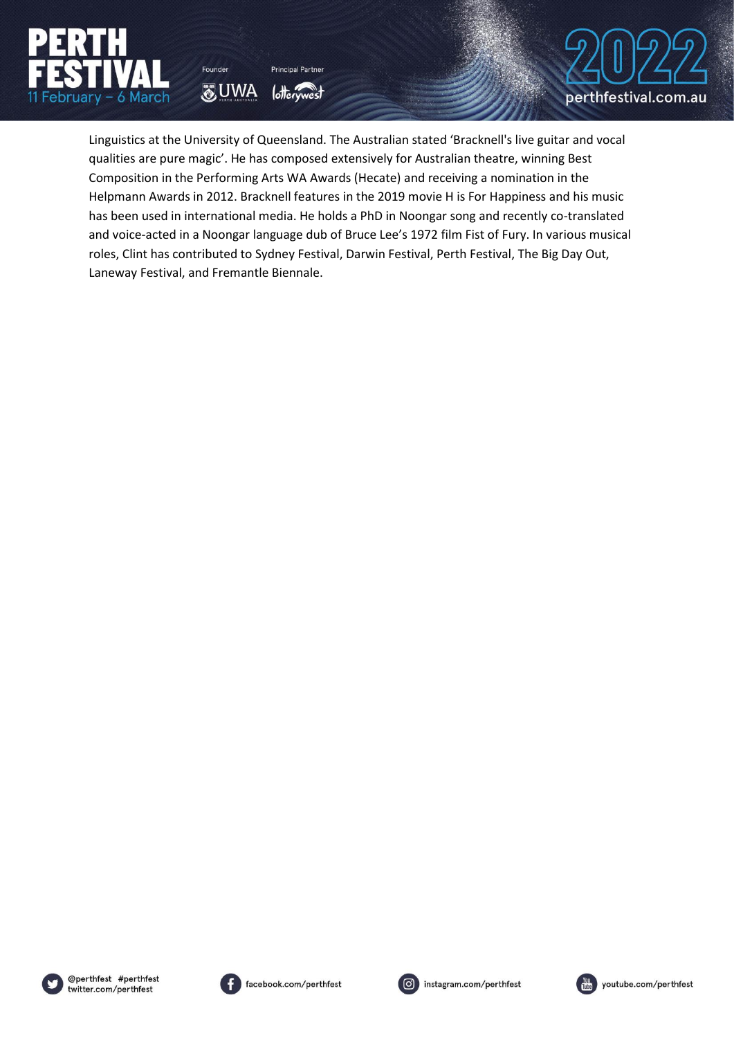Linguistics at the University of Queensland. The Australian stated 'Bracknell's live guitar and vocal qualities are pure magic'. He has composed extensively for Australian theatre, winning Best Composition in the Performing Arts WA Awards (Hecate) and receiving a nomination in the Helpmann Awards in 2012. Bracknell features in the 2019 movie H is For Happiness and his music has been used in international media. He holds a PhD in Noongar song and recently co-translated and voice-acted in a Noongar language dub of Bruce Lee's 1972 film Fist of Fury. In various musical roles, Clint has contributed to Sydney Festival, Darwin Festival, Perth Festival, The Big Day Out, Laneway Festival, and Fremantle Biennale.